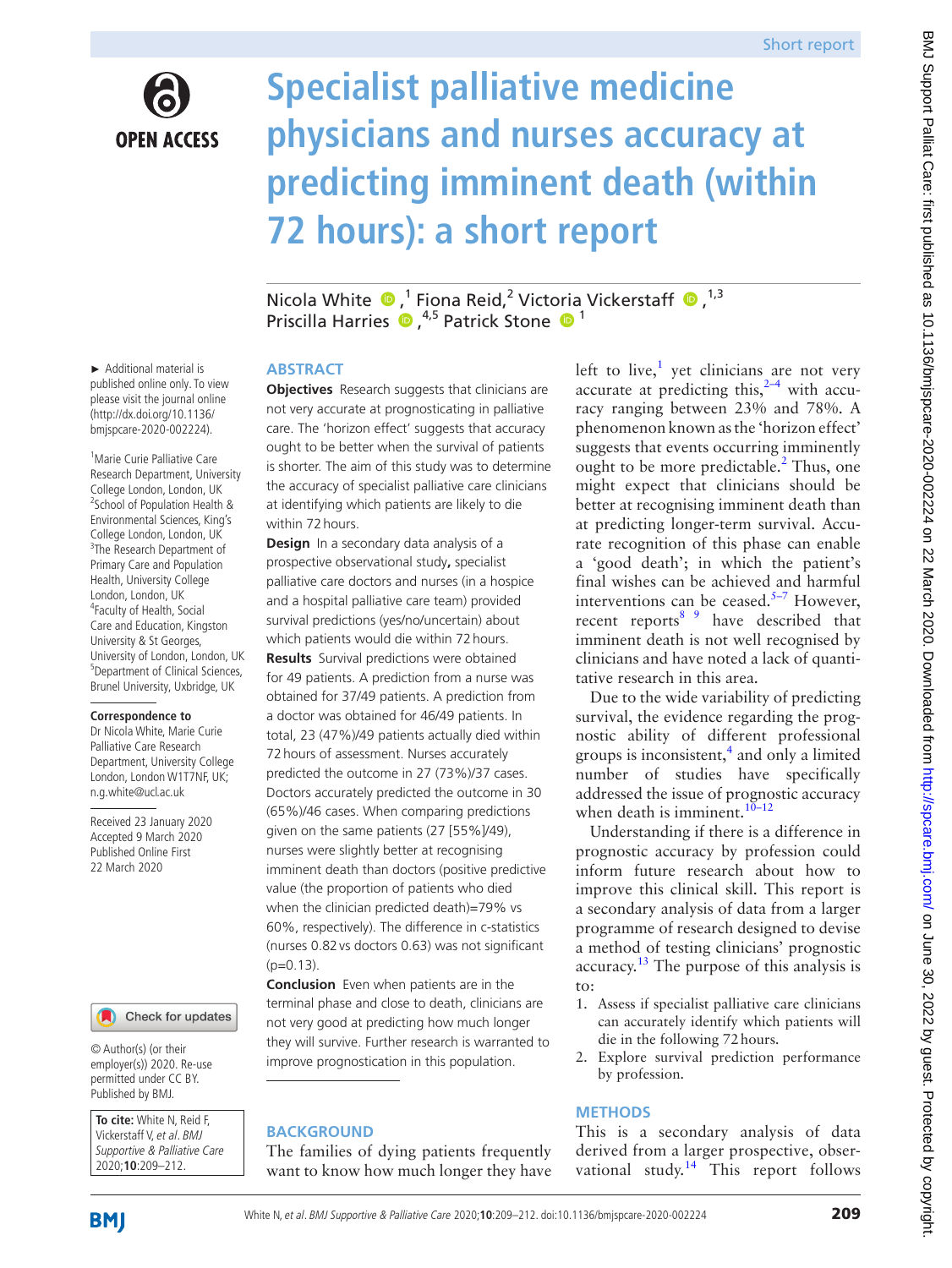Short report

# Specialist palliative medicine physicians and nurses accuracy at predicting imminent death (within 72 hours): a short report

Nicola White[1], Fiona Reid[2], Victoria Vickerstaff[1,3], Priscilla Harries[4,5], Patrick Stone[1]

► Additional material is published online only. To view please visit the journal online (http://dx.doi.org/10.1136/bmjspcare-2020-002224).

[1]Marie Curie Palliative Care Research Department, University College London, London, UK
[2]School of Population Health & Environmental Sciences, King's College London, London, UK
[3]The Research Department of Primary Care and Population Health, University College London, London, UK
[4]Faculty of Health, Social Care and Education, Kingston University & St Georges, University of London, London, UK
[5]Department of Clinical Sciences, Brunel University, Uxbridge, UK

**Correspondence to**
Dr Nicola White, Marie Curie Palliative Care Research Department, University College London, London W1T7NF, UK; n.g.white@ucl.ac.uk

Received 23 January 2020
Accepted 9 March 2020
Published Online First 22 March 2020

© Author(s) (or their employer(s)) 2020. Re-use permitted under CC BY. Published by BMJ.

**To cite:** White N, Reid F, Vickerstaff V, *et al. BMJ Supportive & Palliative Care* 2020;**10**:209–212.

## ABSTRACT

**Objectives** Research suggests that clinicians are not very accurate at prognosticating in palliative care. The 'horizon effect' suggests that accuracy ought to be better when the survival of patients is shorter. The aim of this study was to determine the accuracy of specialist palliative care clinicians at identifying which patients are likely to die within 72 hours.

**Design** In a secondary data analysis of a prospective observational study**,** specialist palliative care doctors and nurses (in a hospice and a hospital palliative care team) provided survival predictions (yes/no/uncertain) about which patients would die within 72 hours.

**Results** Survival predictions were obtained for 49 patients. A prediction from a nurse was obtained for 37/49 patients. A prediction from a doctor was obtained for 46/49 patients. In total, 23 (47%)/49 patients actually died within 72 hours of assessment. Nurses accurately predicted the outcome in 27 (73%)/37 cases. Doctors accurately predicted the outcome in 30 (65%)/46 cases. When comparing predictions given on the same patients (27 [55%]/49), nurses were slightly better at recognising imminent death than doctors (positive predictive value (the proportion of patients who died when the clinician predicted death)=79% vs 60%, respectively). The difference in c-statistics (nurses 0.82 vs doctors 0.63) was not significant (p=0.13).

**Conclusion** Even when patients are in the terminal phase and close to death, clinicians are not very good at predicting how much longer they will survive. Further research is warranted to improve prognostication in this population.

## BACKGROUND

The families of dying patients frequently want to know how much longer they have left to live,[1] yet clinicians are not very accurate at predicting this,[2–4] with accuracy ranging between 23% and 78%. A phenomenon known as the 'horizon effect' suggests that events occurring imminently ought to be more predictable.[2] Thus, one might expect that clinicians should be better at recognising imminent death than at predicting longer-term survival. Accurate recognition of this phase can enable a 'good death'; in which the patient's final wishes can be achieved and harmful interventions can be ceased.[5–7] However, recent reports[8 9] have described that imminent death is not well recognised by clinicians and have noted a lack of quantitative research in this area.

Due to the wide variability of predicting survival, the evidence regarding the prognostic ability of different professional groups is inconsistent,[4] and only a limited number of studies have specifically addressed the issue of prognostic accuracy when death is imminent.[10–12]

Understanding if there is a difference in prognostic accuracy by profession could inform future research about how to improve this clinical skill. This report is a secondary analysis of data from a larger programme of research designed to devise a method of testing clinicians' prognostic accuracy.[13] The purpose of this analysis is to:

1. Assess if specialist palliative care clinicians can accurately identify which patients will die in the following 72 hours.
2. Explore survival prediction performance by profession.

## METHODS

This is a secondary analysis of data derived from a larger prospective, observational study.[14] This report follows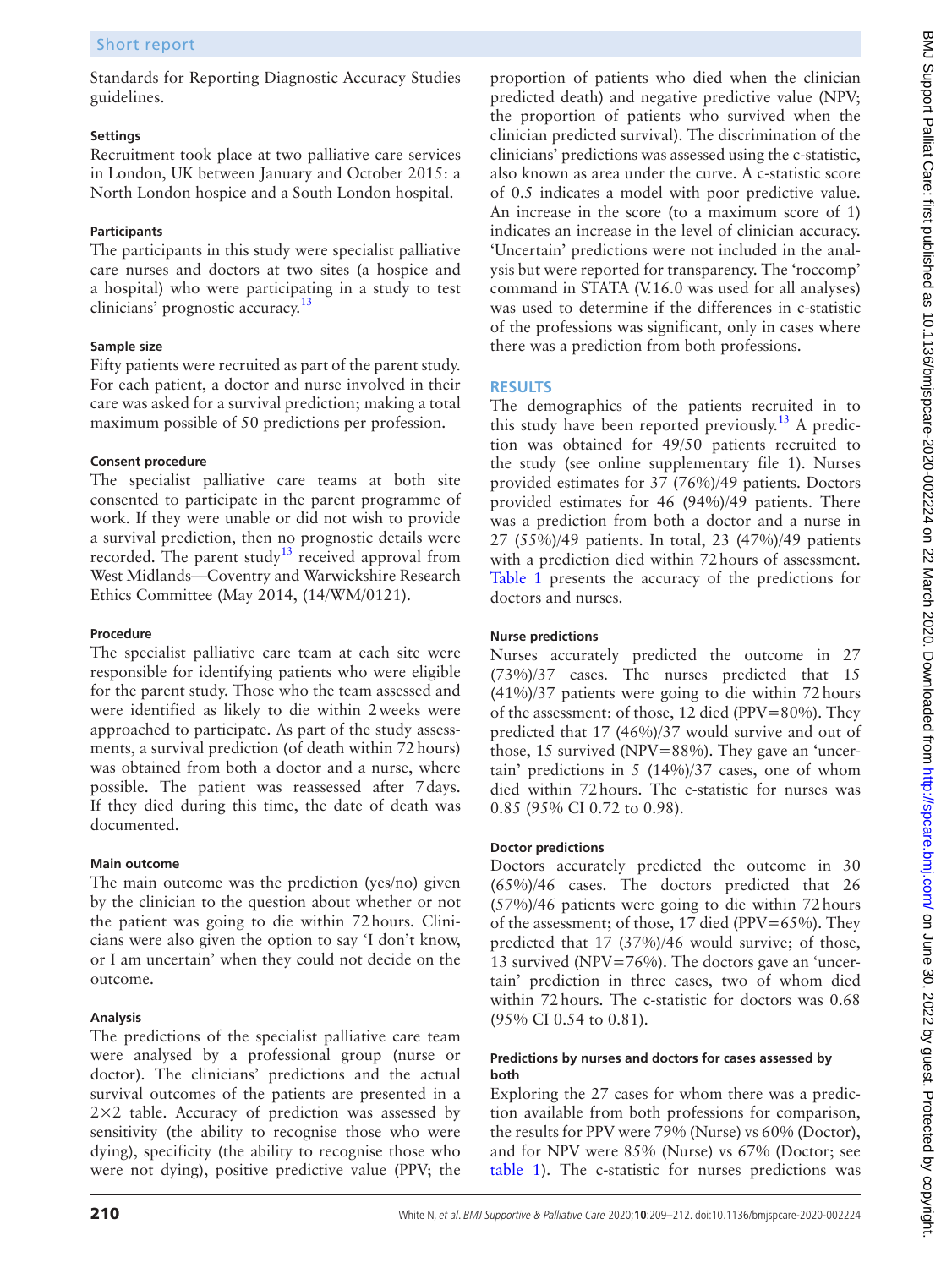Standards for Reporting Diagnostic Accuracy Studies guidelines.

#### Settings

Recruitment took place at two palliative care services in London, UK between January and October 2015: a North London hospice and a South London hospital.

#### Participants

The participants in this study were specialist palliative care nurses and doctors at two sites (a hospice and a hospital) who were participating in a study to test clinicians' prognostic accuracy.[13]

#### Sample size

Fifty patients were recruited as part of the parent study. For each patient, a doctor and nurse involved in their care was asked for a survival prediction; making a total maximum possible of 50 predictions per profession.

#### Consent procedure

The specialist palliative care teams at both site consented to participate in the parent programme of work. If they were unable or did not wish to provide a survival prediction, then no prognostic details were recorded. The parent study[13] received approval from West Midlands—Coventry and Warwickshire Research Ethics Committee (May 2014, (14/WM/0121).

#### Procedure

The specialist palliative care team at each site were responsible for identifying patients who were eligible for the parent study. Those who the team assessed and were identified as likely to die within 2 weeks were approached to participate. As part of the study assessments, a survival prediction (of death within 72 hours) was obtained from both a doctor and a nurse, where possible. The patient was reassessed after 7 days. If they died during this time, the date of death was documented.

#### Main outcome

The main outcome was the prediction (yes/no) given by the clinician to the question about whether or not the patient was going to die within 72 hours. Clinicians were also given the option to say 'I don't know, or I am uncertain' when they could not decide on the outcome.

#### Analysis

The predictions of the specialist palliative care team were analysed by a professional group (nurse or doctor). The clinicians' predictions and the actual survival outcomes of the patients are presented in a 2×2 table. Accuracy of prediction was assessed by sensitivity (the ability to recognise those who were dying), specificity (the ability to recognise those who were not dying), positive predictive value (PPV; the proportion of patients who died when the clinician predicted death) and negative predictive value (NPV; the proportion of patients who survived when the clinician predicted survival). The discrimination of the clinicians' predictions was assessed using the c-statistic, also known as area under the curve. A c-statistic score of 0.5 indicates a model with poor predictive value. An increase in the score (to a maximum score of 1) indicates an increase in the level of clinician accuracy. 'Uncertain' predictions were not included in the analysis but were reported for transparency. The 'roccomp' command in STATA (V.16.0 was used for all analyses) was used to determine if the differences in c-statistic of the professions was significant, only in cases where there was a prediction from both professions.

## RESULTS

The demographics of the patients recruited in to this study have been reported previously.[13] A prediction was obtained for 49/50 patients recruited to the study (see online supplementary file 1). Nurses provided estimates for 37 (76%)/49 patients. Doctors provided estimates for 46 (94%)/49 patients. There was a prediction from both a doctor and a nurse in 27 (55%)/49 patients. In total, 23 (47%)/49 patients with a prediction died within 72 hours of assessment. Table 1 presents the accuracy of the predictions for doctors and nurses.

#### Nurse predictions

Nurses accurately predicted the outcome in 27 (73%)/37 cases. The nurses predicted that 15 (41%)/37 patients were going to die within 72 hours of the assessment: of those, 12 died (PPV=80%). They predicted that 17 (46%)/37 would survive and out of those, 15 survived (NPV=88%). They gave an 'uncertain' predictions in 5 (14%)/37 cases, one of whom died within 72 hours. The c-statistic for nurses was 0.85 (95% CI 0.72 to 0.98).

#### Doctor predictions

Doctors accurately predicted the outcome in 30 (65%)/46 cases. The doctors predicted that 26 (57%)/46 patients were going to die within 72 hours of the assessment; of those, 17 died (PPV=65%). They predicted that 17 (37%)/46 would survive; of those, 13 survived (NPV=76%). The doctors gave an 'uncertain' prediction in three cases, two of whom died within 72 hours. The c-statistic for doctors was 0.68 (95% CI 0.54 to 0.81).

#### Predictions by nurses and doctors for cases assessed by both

Exploring the 27 cases for whom there was a prediction available from both professions for comparison, the results for PPV were 79% (Nurse) vs 60% (Doctor), and for NPV were 85% (Nurse) vs 67% (Doctor; see table 1). The c-statistic for nurses predictions was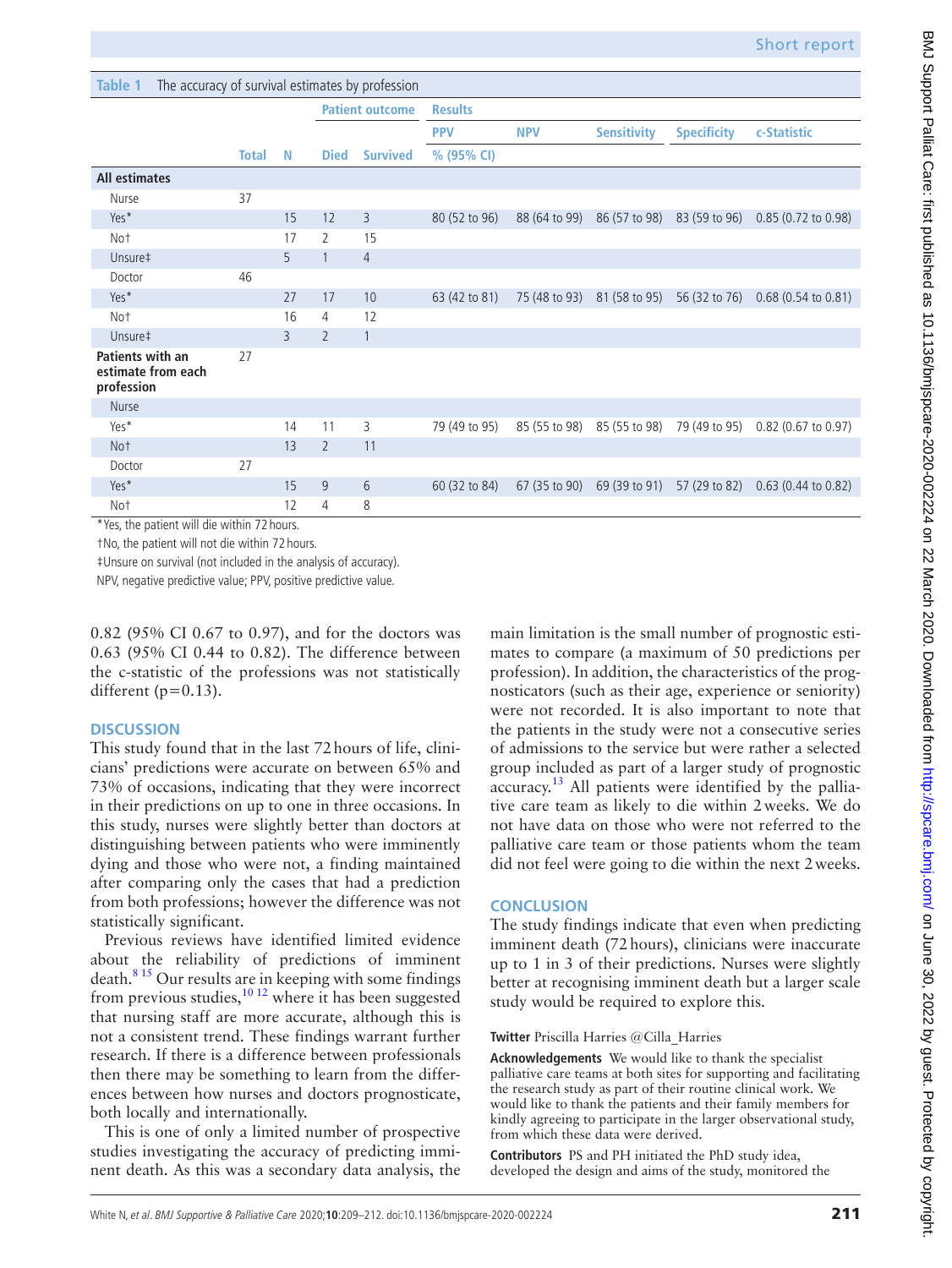**Table 1** The accuracy of survival estimates by profession

| | Total | N | Patient outcome | | Results | | | | |
|---|---|---|---|---|---|---|---|---|---|
| | | | | | PPV | NPV | Sensitivity | Specificity | c-Statistic |
| | | | Died | Survived | % (95% CI) | | | | |
| **All estimates** | | | | | | | | | |
| Nurse | 37 | | | | | | | | |
| Yes* | | 15 | 12 | 3 | 80 (52 to 96) | 88 (64 to 99) | 86 (57 to 98) | 83 (59 to 96) | 0.85 (0.72 to 0.98) |
| No† | | 17 | 2 | 15 | | | | | |
| Unsure‡ | | 5 | 1 | 4 | | | | | |
| Doctor | 46 | | | | | | | | |
| Yes* | | 27 | 17 | 10 | 63 (42 to 81) | 75 (48 to 93) | 81 (58 to 95) | 56 (32 to 76) | 0.68 (0.54 to 0.81) |
| No† | | 16 | 4 | 12 | | | | | |
| Unsure‡ | | 3 | 2 | 1 | | | | | |
| **Patients with an estimate from each profession** | 27 | | | | | | | | |
| Nurse | | | | | | | | | |
| Yes* | | 14 | 11 | 3 | 79 (49 to 95) | 85 (55 to 98) | 85 (55 to 98) | 79 (49 to 95) | 0.82 (0.67 to 0.97) |
| No† | | 13 | 2 | 11 | | | | | |
| Doctor | 27 | | | | | | | | |
| Yes* | | 15 | 9 | 6 | 60 (32 to 84) | 67 (35 to 90) | 69 (39 to 91) | 57 (29 to 82) | 0.63 (0.44 to 0.82) |
| No† | | 12 | 4 | 8 | | | | | |

*Yes, the patient will die within 72 hours.

†No, the patient will not die within 72 hours.

‡Unsure on survival (not included in the analysis of accuracy).

NPV, negative predictive value; PPV, positive predictive value.

0.82 (95% CI 0.67 to 0.97), and for the doctors was 0.63 (95% CI 0.44 to 0.82). The difference between the c-statistic of the professions was not statistically different (p=0.13).

## DISCUSSION

This study found that in the last 72 hours of life, clinicians' predictions were accurate on between 65% and 73% of occasions, indicating that they were incorrect in their predictions on up to one in three occasions. In this study, nurses were slightly better than doctors at distinguishing between patients who were imminently dying and those who were not, a finding maintained after comparing only the cases that had a prediction from both professions; however the difference was not statistically significant.

Previous reviews have identified limited evidence about the reliability of predictions of imminent death.[8 15] Our results are in keeping with some findings from previous studies,[10 12] where it has been suggested that nursing staff are more accurate, although this is not a consistent trend. These findings warrant further research. If there is a difference between professionals then there may be something to learn from the differences between how nurses and doctors prognosticate, both locally and internationally.

This is one of only a limited number of prospective studies investigating the accuracy of predicting imminent death. As this was a secondary data analysis, the main limitation is the small number of prognostic estimates to compare (a maximum of 50 predictions per profession). In addition, the characteristics of the prognosticators (such as their age, experience or seniority) were not recorded. It is also important to note that the patients in the study were not a consecutive series of admissions to the service but were rather a selected group included as part of a larger study of prognostic accuracy.[13] All patients were identified by the palliative care team as likely to die within 2 weeks. We do not have data on those who were not referred to the palliative care team or those patients whom the team did not feel were going to die within the next 2 weeks.

## CONCLUSION

The study findings indicate that even when predicting imminent death (72 hours), clinicians were inaccurate up to 1 in 3 of their predictions. Nurses were slightly better at recognising imminent death but a larger scale study would be required to explore this.

**Twitter** Priscilla Harries @Cilla_Harries

**Acknowledgements** We would like to thank the specialist palliative care teams at both sites for supporting and facilitating the research study as part of their routine clinical work. We would like to thank the patients and their family members for kindly agreeing to participate in the larger observational study, from which these data were derived.

**Contributors** PS and PH initiated the PhD study idea, developed the design and aims of the study, monitored the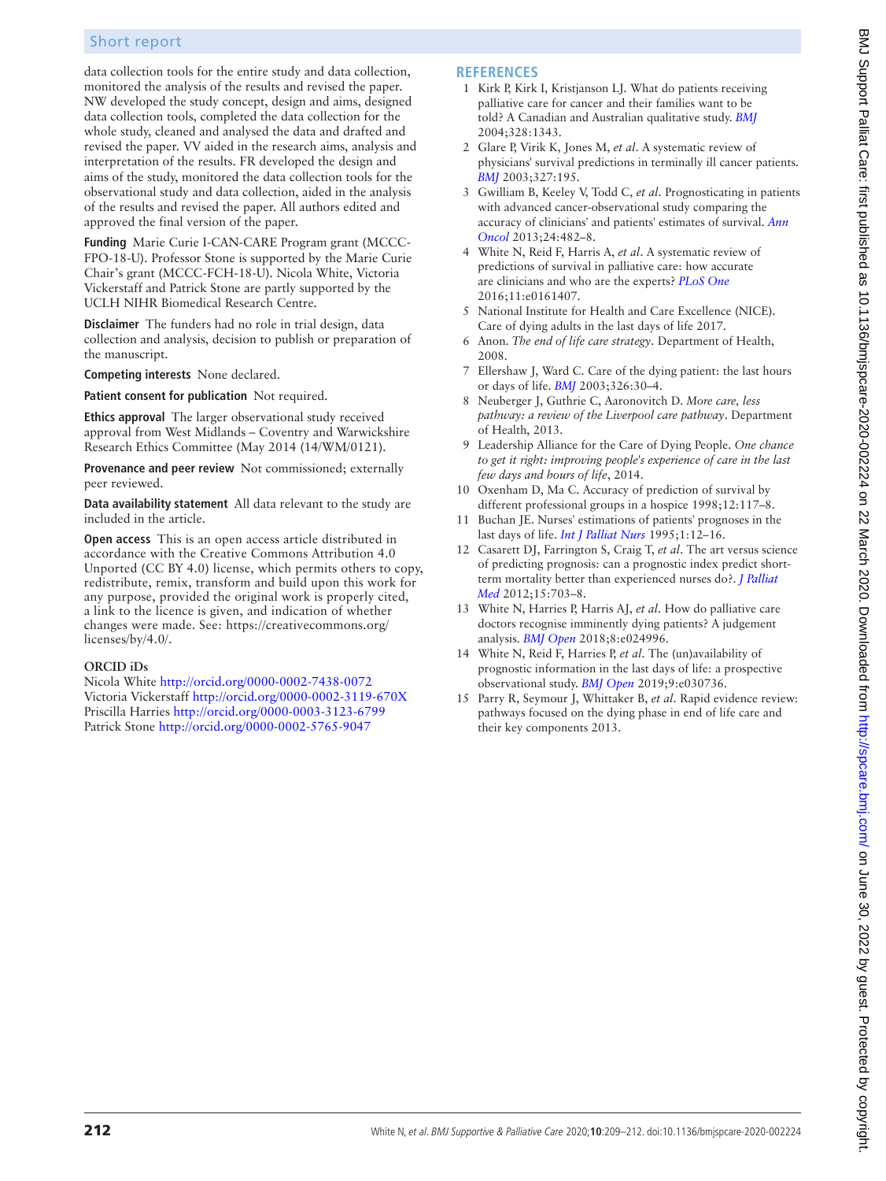data collection tools for the entire study and data collection, monitored the analysis of the results and revised the paper. NW developed the study concept, design and aims, designed data collection tools, completed the data collection for the whole study, cleaned and analysed the data and drafted and revised the paper. VV aided in the research aims, analysis and interpretation of the results. FR developed the design and aims of the study, monitored the data collection tools for the observational study and data collection, aided in the analysis of the results and revised the paper. All authors edited and approved the final version of the paper.

**Funding** Marie Curie I-CAN-CARE Program grant (MCCC-FPO-18-U). Professor Stone is supported by the Marie Curie Chair's grant (MCCC-FCH-18-U). Nicola White, Victoria Vickerstaff and Patrick Stone are partly supported by the UCLH NIHR Biomedical Research Centre.

**Disclaimer** The funders had no role in trial design, data collection and analysis, decision to publish or preparation of the manuscript.

**Competing interests** None declared.

**Patient consent for publication** Not required.

**Ethics approval** The larger observational study received approval from West Midlands – Coventry and Warwickshire Research Ethics Committee (May 2014 (14/WM/0121).

**Provenance and peer review** Not commissioned; externally peer reviewed.

**Data availability statement** All data relevant to the study are included in the article.

**Open access** This is an open access article distributed in accordance with the Creative Commons Attribution 4.0 Unported (CC BY 4.0) license, which permits others to copy, redistribute, remix, transform and build upon this work for any purpose, provided the original work is properly cited, a link to the licence is given, and indication of whether changes were made. See: https://creativecommons.org/licenses/by/4.0/.

### ORCID iDs

Nicola White http://orcid.org/0000-0002-7438-0072
Victoria Vickerstaff http://orcid.org/0000-0002-3119-670X
Priscilla Harries http://orcid.org/0000-0003-3123-6799
Patrick Stone http://orcid.org/0000-0002-5765-9047

## REFERENCES

1. Kirk P, Kirk I, Kristjanson LJ. What do patients receiving palliative care for cancer and their families want to be told? A Canadian and Australian qualitative study. *BMJ* 2004;328:1343.
2. Glare P, Virik K, Jones M, *et al*. A systematic review of physicians' survival predictions in terminally ill cancer patients. *BMJ* 2003;327:195.
3. Gwilliam B, Keeley V, Todd C, *et al*. Prognosticating in patients with advanced cancer-observational study comparing the accuracy of clinicians' and patients' estimates of survival. *Ann Oncol* 2013;24:482–8.
4. White N, Reid F, Harris A, *et al*. A systematic review of predictions of survival in palliative care: how accurate are clinicians and who are the experts? *PLoS One* 2016;11:e0161407.
5. National Institute for Health and Care Excellence (NICE). Care of dying adults in the last days of life 2017.
6. Anon. *The end of life care strategy*. Department of Health, 2008.
7. Ellershaw J, Ward C. Care of the dying patient: the last hours or days of life. *BMJ* 2003;326:30–4.
8. Neuberger J, Guthrie C, Aaronovitch D. *More care, less pathway: a review of the Liverpool care pathway*. Department of Health, 2013.
9. Leadership Alliance for the Care of Dying People. *One chance to get it right: improving people's experience of care in the last few days and hours of life*, 2014.
10. Oxenham D, Ma C. Accuracy of prediction of survival by different professional groups in a hospice 1998;12:117–8.
11. Buchan JE. Nurses' estimations of patients' prognoses in the last days of life. *Int J Palliat Nurs* 1995;1:12–16.
12. Casarett DJ, Farrington S, Craig T, *et al*. The art versus science of predicting prognosis: can a prognostic index predict short-term mortality better than experienced nurses do?. *J Palliat Med* 2012;15:703–8.
13. White N, Harries P, Harris AJ, *et al*. How do palliative care doctors recognise imminently dying patients? A judgement analysis. *BMJ Open* 2018;8:e024996.
14. White N, Reid F, Harries P, *et al*. The (un)availability of prognostic information in the last days of life: a prospective observational study. *BMJ Open* 2019;9:e030736.
15. Parry R, Seymour J, Whittaker B, *et al*. Rapid evidence review: pathways focused on the dying phase in end of life care and their key components 2013.